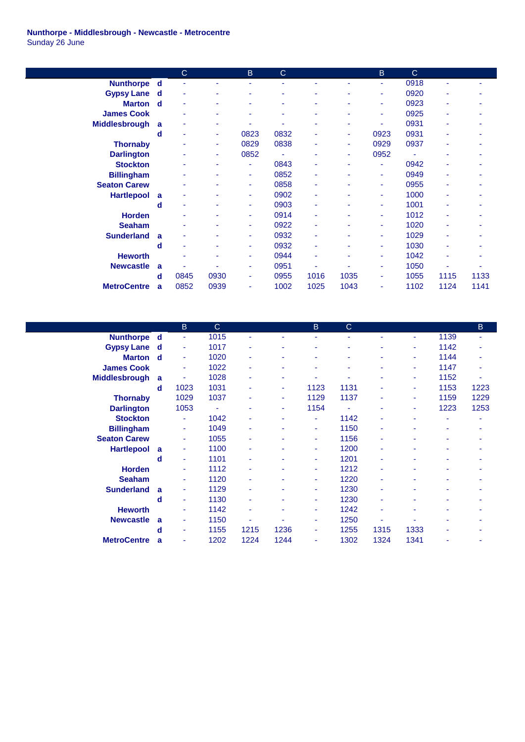**Nunthorpe - Middlesbrough - Newcastle - Metrocentre**
Sunday 26 June

| | | C | | B | C | | | B | C | | |
|---|---|---|---|---|---|---|---|---|---|---|---|
| **Nunthorpe** | **d** | - | - | - | - | - | - | - | 0918 | - | - |
| **Gypsy Lane** | **d** | - | - | - | - | - | - | - | 0920 | - | - |
| **Marton** | **d** | - | - | - | - | - | - | - | 0923 | - | - |
| **James Cook** | | - | - | - | - | - | - | - | 0925 | - | - |
| **Middlesbrough** | **a** | - | - | - | - | - | - | - | 0931 | - | - |
| | **d** | - | - | 0823 | 0832 | - | - | 0923 | 0931 | - | - |
| **Thornaby** | | - | - | 0829 | 0838 | - | - | 0929 | 0937 | - | - |
| **Darlington** | | - | - | 0852 | - | - | - | 0952 | - | - | - |
| **Stockton** | | - | - | - | 0843 | - | - | - | 0942 | - | - |
| **Billingham** | | - | - | - | 0852 | - | - | - | 0949 | - | - |
| **Seaton Carew** | | - | - | - | 0858 | - | - | - | 0955 | - | - |
| **Hartlepool** | **a** | - | - | - | 0902 | - | - | - | 1000 | - | - |
| | **d** | - | - | - | 0903 | - | - | - | 1001 | - | - |
| **Horden** | | - | - | - | 0914 | - | - | - | 1012 | - | - |
| **Seaham** | | - | - | - | 0922 | - | - | - | 1020 | - | - |
| **Sunderland** | **a** | - | - | - | 0932 | - | - | - | 1029 | - | - |
| | **d** | - | - | - | 0932 | - | - | - | 1030 | - | - |
| **Heworth** | | - | - | - | 0944 | - | - | - | 1042 | - | - |
| **Newcastle** | **a** | - | - | - | 0951 | - | - | - | 1050 | - | - |
| | **d** | 0845 | 0930 | - | 0955 | 1016 | 1035 | - | 1055 | 1115 | 1133 |
| **MetroCentre** | **a** | 0852 | 0939 | - | 1002 | 1025 | 1043 | - | 1102 | 1124 | 1141 |

| | | B | C | | | B | C | | | | B |
|---|---|---|---|---|---|---|---|---|---|---|---|
| **Nunthorpe** | **d** | - | 1015 | - | - | - | - | - | - | 1139 | - |
| **Gypsy Lane** | **d** | - | 1017 | - | - | - | - | - | - | 1142 | - |
| **Marton** | **d** | - | 1020 | - | - | - | - | - | - | 1144 | - |
| **James Cook** | | - | 1022 | - | - | - | - | - | - | 1147 | - |
| **Middlesbrough** | **a** | - | 1028 | - | - | - | - | - | - | 1152 | - |
| | **d** | 1023 | 1031 | - | - | 1123 | 1131 | - | - | 1153 | 1223 |
| **Thornaby** | | 1029 | 1037 | - | - | 1129 | 1137 | - | - | 1159 | 1229 |
| **Darlington** | | 1053 | - | - | - | 1154 | - | - | - | 1223 | 1253 |
| **Stockton** | | - | 1042 | - | - | - | 1142 | - | - | - | - |
| **Billingham** | | - | 1049 | - | - | - | 1150 | - | - | - | - |
| **Seaton Carew** | | - | 1055 | - | - | - | 1156 | - | - | - | - |
| **Hartlepool** | **a** | - | 1100 | - | - | - | 1200 | - | - | - | - |
| | **d** | - | 1101 | - | - | - | 1201 | - | - | - | - |
| **Horden** | | - | 1112 | - | - | - | 1212 | - | - | - | - |
| **Seaham** | | - | 1120 | - | - | - | 1220 | - | - | - | - |
| **Sunderland** | **a** | - | 1129 | - | - | - | 1230 | - | - | - | - |
| | **d** | - | 1130 | - | - | - | 1230 | - | - | - | - |
| **Heworth** | | - | 1142 | - | - | - | 1242 | - | - | - | - |
| **Newcastle** | **a** | - | 1150 | - | - | - | 1250 | - | - | - | - |
| | **d** | - | 1155 | 1215 | 1236 | - | 1255 | 1315 | 1333 | - | - |
| **MetroCentre** | **a** | - | 1202 | 1224 | 1244 | - | 1302 | 1324 | 1341 | - | - |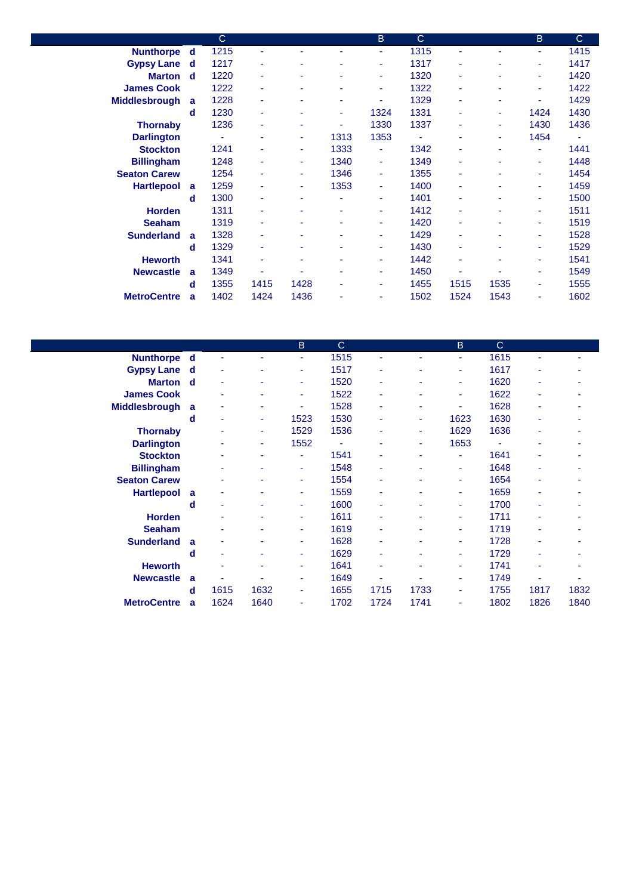| | | C | | | | B | C | | | B | C |
|---|---|---|---|---|---|---|---|---|---|---|---|
| **Nunthorpe** | **d** | 1215 | - | - | - | - | 1315 | - | - | - | 1415 |
| **Gypsy Lane** | **d** | 1217 | - | - | - | - | 1317 | - | - | - | 1417 |
| **Marton** | **d** | 1220 | - | - | - | - | 1320 | - | - | - | 1420 |
| **James Cook** | | 1222 | - | - | - | - | 1322 | - | - | - | 1422 |
| **Middlesbrough** | **a** | 1228 | - | - | - | - | 1329 | - | - | - | 1429 |
| | **d** | 1230 | - | - | - | 1324 | 1331 | - | - | 1424 | 1430 |
| **Thornaby** | | 1236 | - | - | - | 1330 | 1337 | - | - | 1430 | 1436 |
| **Darlington** | | - | - | - | 1313 | 1353 | - | - | - | 1454 | - |
| **Stockton** | | 1241 | - | - | 1333 | - | 1342 | - | - | - | 1441 |
| **Billingham** | | 1248 | - | - | 1340 | - | 1349 | - | - | - | 1448 |
| **Seaton Carew** | | 1254 | - | - | 1346 | - | 1355 | - | - | - | 1454 |
| **Hartlepool** | **a** | 1259 | - | - | 1353 | - | 1400 | - | - | - | 1459 |
| | **d** | 1300 | - | - | - | - | 1401 | - | - | - | 1500 |
| **Horden** | | 1311 | - | - | - | - | 1412 | - | - | - | 1511 |
| **Seaham** | | 1319 | - | - | - | - | 1420 | - | - | - | 1519 |
| **Sunderland** | **a** | 1328 | - | - | - | - | 1429 | - | - | - | 1528 |
| | **d** | 1329 | - | - | - | - | 1430 | - | - | - | 1529 |
| **Heworth** | | 1341 | - | - | - | - | 1442 | - | - | - | 1541 |
| **Newcastle** | **a** | 1349 | - | - | - | - | 1450 | - | - | - | 1549 |
| | **d** | 1355 | 1415 | 1428 | - | - | 1455 | 1515 | 1535 | - | 1555 |
| **MetroCentre** | **a** | 1402 | 1424 | 1436 | - | - | 1502 | 1524 | 1543 | - | 1602 |

| | | | | B | C | | | B | C | | |
|---|---|---|---|---|---|---|---|---|---|---|---|
| **Nunthorpe** | **d** | - | - | - | 1515 | - | - | - | 1615 | - | - |
| **Gypsy Lane** | **d** | - | - | - | 1517 | - | - | - | 1617 | - | - |
| **Marton** | **d** | - | - | - | 1520 | - | - | - | 1620 | - | - |
| **James Cook** | | - | - | - | 1522 | - | - | - | 1622 | - | - |
| **Middlesbrough** | **a** | - | - | - | 1528 | - | - | - | 1628 | - | - |
| | **d** | - | - | 1523 | 1530 | - | - | 1623 | 1630 | - | - |
| **Thornaby** | | - | - | 1529 | 1536 | - | - | 1629 | 1636 | - | - |
| **Darlington** | | - | - | 1552 | - | - | - | 1653 | - | - | - |
| **Stockton** | | - | - | - | 1541 | - | - | - | 1641 | - | - |
| **Billingham** | | - | - | - | 1548 | - | - | - | 1648 | - | - |
| **Seaton Carew** | | - | - | - | 1554 | - | - | - | 1654 | - | - |
| **Hartlepool** | **a** | - | - | - | 1559 | - | - | - | 1659 | - | - |
| | **d** | - | - | - | 1600 | - | - | - | 1700 | - | - |
| **Horden** | | - | - | - | 1611 | - | - | - | 1711 | - | - |
| **Seaham** | | - | - | - | 1619 | - | - | - | 1719 | - | - |
| **Sunderland** | **a** | - | - | - | 1628 | - | - | - | 1728 | - | - |
| | **d** | - | - | - | 1629 | - | - | - | 1729 | - | - |
| **Heworth** | | - | - | - | 1641 | - | - | - | 1741 | - | - |
| **Newcastle** | **a** | - | - | - | 1649 | - | - | - | 1749 | - | - |
| | **d** | 1615 | 1632 | - | 1655 | 1715 | 1733 | - | 1755 | 1817 | 1832 |
| **MetroCentre** | **a** | 1624 | 1640 | - | 1702 | 1724 | 1741 | - | 1802 | 1826 | 1840 |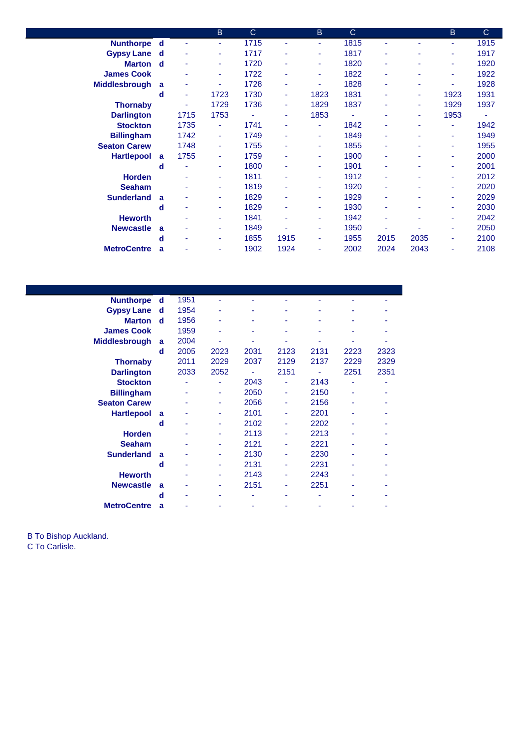| | | | B | C | | B | C | | | B | C |
|---|---|---|---|---|---|---|---|---|---|---|---|
| **Nunthorpe** | d | - | - | 1715 | - | - | 1815 | - | - | - | 1915 |
| **Gypsy Lane** | d | - | - | 1717 | - | - | 1817 | - | - | - | 1917 |
| **Marton** | d | - | - | 1720 | - | - | 1820 | - | - | - | 1920 |
| **James Cook** | | - | - | 1722 | - | - | 1822 | - | - | - | 1922 |
| **Middlesbrough** | a | - | - | 1728 | - | - | 1828 | - | - | - | 1928 |
| | d | - | 1723 | 1730 | - | 1823 | 1831 | - | - | 1923 | 1931 |
| **Thornaby** | | - | 1729 | 1736 | - | 1829 | 1837 | - | - | 1929 | 1937 |
| **Darlington** | | 1715 | 1753 | - | - | 1853 | - | - | - | 1953 | - |
| **Stockton** | | 1735 | - | 1741 | - | - | 1842 | - | - | - | 1942 |
| **Billingham** | | 1742 | - | 1749 | - | - | 1849 | - | - | - | 1949 |
| **Seaton Carew** | | 1748 | - | 1755 | - | - | 1855 | - | - | - | 1955 |
| **Hartlepool** | a | 1755 | - | 1759 | - | - | 1900 | - | - | - | 2000 |
| | d | - | - | 1800 | - | - | 1901 | - | - | - | 2001 |
| **Horden** | | - | - | 1811 | - | - | 1912 | - | - | - | 2012 |
| **Seaham** | | - | - | 1819 | - | - | 1920 | - | - | - | 2020 |
| **Sunderland** | a | - | - | 1829 | - | - | 1929 | - | - | - | 2029 |
| | d | - | - | 1829 | - | - | 1930 | - | - | - | 2030 |
| **Heworth** | | - | - | 1841 | - | - | 1942 | - | - | - | 2042 |
| **Newcastle** | a | - | - | 1849 | - | - | 1950 | - | - | - | 2050 |
| | d | - | - | 1855 | 1915 | - | 1955 | 2015 | 2035 | - | 2100 |
| **MetroCentre** | a | - | - | 1902 | 1924 | - | 2002 | 2024 | 2043 | - | 2108 |

| | | | | | | | | |
|---|---|---|---|---|---|---|---|---|
| **Nunthorpe** | d | 1951 | - | - | - | - | - | - |
| **Gypsy Lane** | d | 1954 | - | - | - | - | - | - |
| **Marton** | d | 1956 | - | - | - | - | - | - |
| **James Cook** | | 1959 | - | - | - | - | - | - |
| **Middlesbrough** | a | 2004 | - | - | - | - | - | - |
| | d | 2005 | 2023 | 2031 | 2123 | 2131 | 2223 | 2323 |
| **Thornaby** | | 2011 | 2029 | 2037 | 2129 | 2137 | 2229 | 2329 |
| **Darlington** | | 2033 | 2052 | - | 2151 | - | 2251 | 2351 |
| **Stockton** | | - | - | 2043 | - | 2143 | - | - |
| **Billingham** | | - | - | 2050 | - | 2150 | - | - |
| **Seaton Carew** | | - | - | 2056 | - | 2156 | - | - |
| **Hartlepool** | a | - | - | 2101 | - | 2201 | - | - |
| | d | - | - | 2102 | - | 2202 | - | - |
| **Horden** | | - | - | 2113 | - | 2213 | - | - |
| **Seaham** | | - | - | 2121 | - | 2221 | - | - |
| **Sunderland** | a | - | - | 2130 | - | 2230 | - | - |
| | d | - | - | 2131 | - | 2231 | - | - |
| **Heworth** | | - | - | 2143 | - | 2243 | - | - |
| **Newcastle** | a | - | - | 2151 | - | 2251 | - | - |
| | d | - | - | - | - | - | - | - |
| **MetroCentre** | a | - | - | - | - | - | - | - |

B To Bishop Auckland.
C To Carlisle.